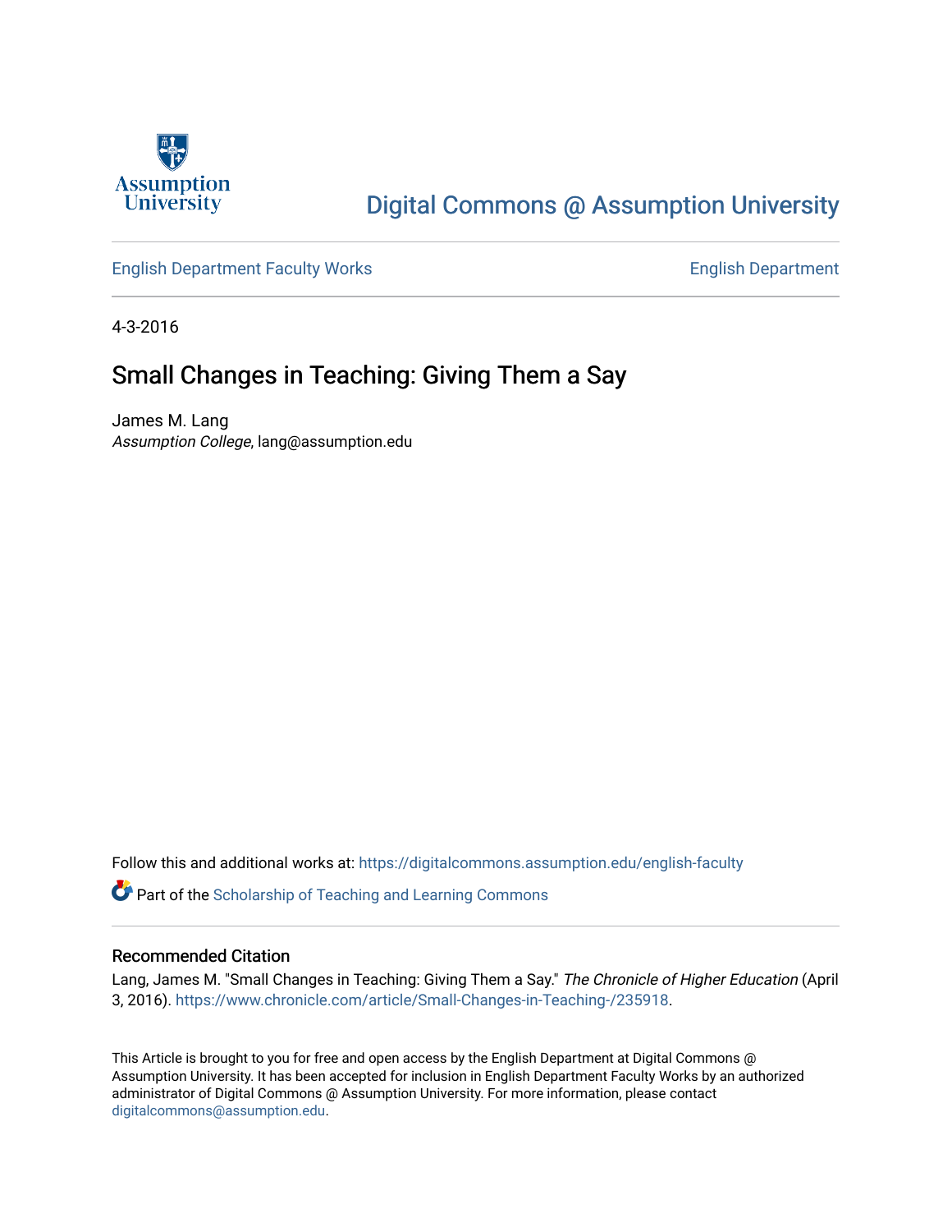Assumption University

[Digital Commons @ Assumption University](https://digitalcommons.assumption.edu)

English Department Faculty Works

English Department

4-3-2016

# Small Changes in Teaching: Giving Them a Say

James M. Lang
*Assumption College*, lang@assumption.edu

Follow this and additional works at: https://digitalcommons.assumption.edu/english-faculty

Part of the Scholarship of Teaching and Learning Commons

## Recommended Citation

Lang, James M. "Small Changes in Teaching: Giving Them a Say." *The Chronicle of Higher Education* (April 3, 2016). https://www.chronicle.com/article/Small-Changes-in-Teaching-/235918.

This Article is brought to you for free and open access by the English Department at Digital Commons @ Assumption University. It has been accepted for inclusion in English Department Faculty Works by an authorized administrator of Digital Commons @ Assumption University. For more information, please contact digitalcommons@assumption.edu.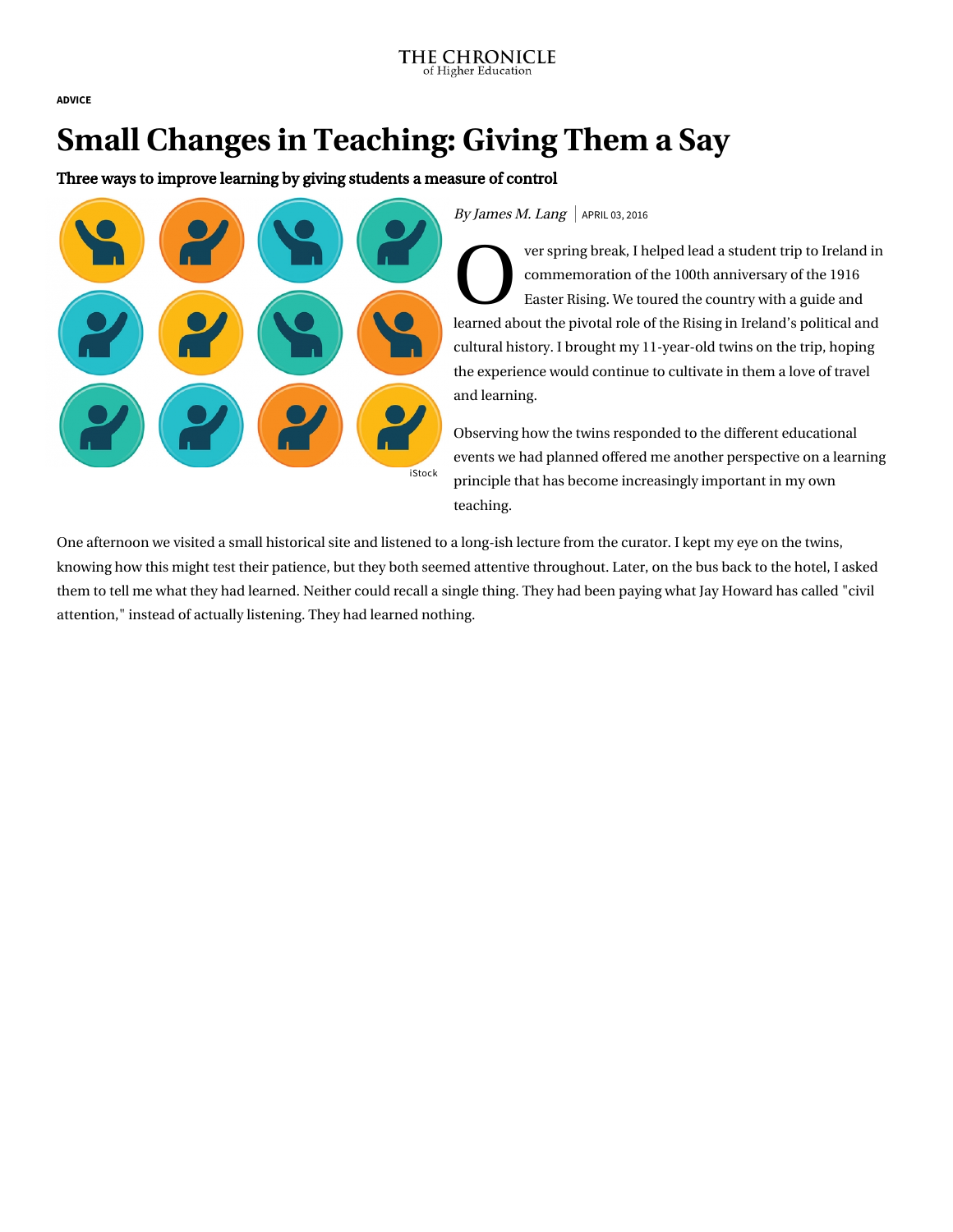ADVICE

# Small Changes in Teaching: Giving Them a Say

**Three ways to improve learning by giving students a measure of control**

iStock

*By James M. Lang* | APRIL 03, 2016

Over spring break, I helped lead a student trip to Ireland in commemoration of the 100th anniversary of the 1916 Easter Rising. We toured the country with a guide and learned about the pivotal role of the Rising in Ireland's political and cultural history. I brought my 11-year-old twins on the trip, hoping the experience would continue to cultivate in them a love of travel and learning.

Observing how the twins responded to the different educational events we had planned offered me another perspective on a learning principle that has become increasingly important in my own teaching.

One afternoon we visited a small historical site and listened to a long-ish lecture from the curator. I kept my eye on the twins, knowing how this might test their patience, but they both seemed attentive throughout. Later, on the bus back to the hotel, I asked them to tell me what they had learned. Neither could recall a single thing. They had been paying what Jay Howard has called "civil attention," instead of actually listening. They had learned nothing.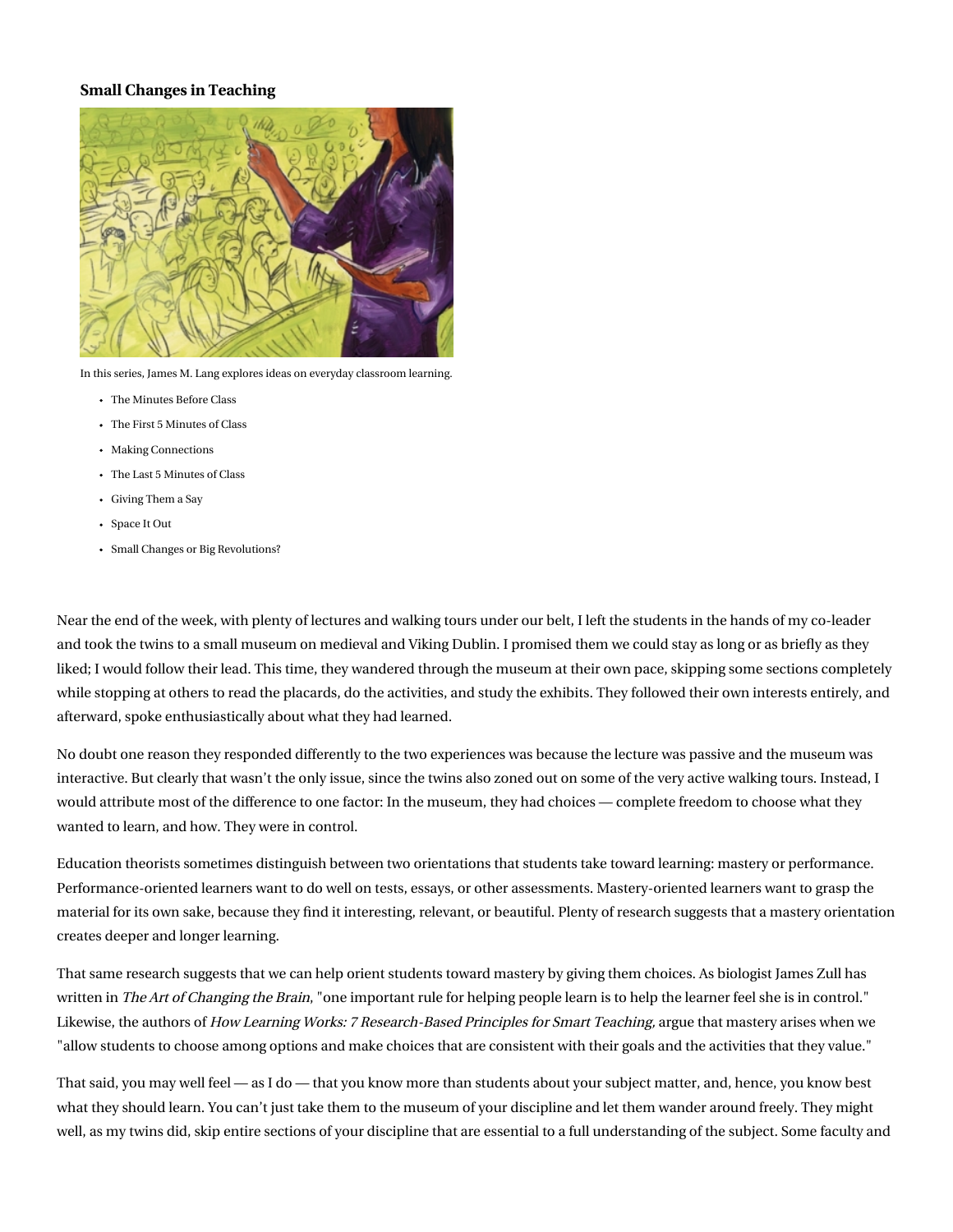**Small Changes in Teaching**

In this series, James M. Lang explores ideas on everyday classroom learning.

- The Minutes Before Class
- The First 5 Minutes of Class
- Making Connections
- The Last 5 Minutes of Class
- Giving Them a Say
- Space It Out
- Small Changes or Big Revolutions?

Near the end of the week, with plenty of lectures and walking tours under our belt, I left the students in the hands of my co-leader and took the twins to a small museum on medieval and Viking Dublin. I promised them we could stay as long or as briefly as they liked; I would follow their lead. This time, they wandered through the museum at their own pace, skipping some sections completely while stopping at others to read the placards, do the activities, and study the exhibits. They followed their own interests entirely, and afterward, spoke enthusiastically about what they had learned.

No doubt one reason they responded differently to the two experiences was because the lecture was passive and the museum was interactive. But clearly that wasn't the only issue, since the twins also zoned out on some of the very active walking tours. Instead, I would attribute most of the difference to one factor: In the museum, they had choices — complete freedom to choose what they wanted to learn, and how. They were in control.

Education theorists sometimes distinguish between two orientations that students take toward learning: mastery or performance. Performance-oriented learners want to do well on tests, essays, or other assessments. Mastery-oriented learners want to grasp the material for its own sake, because they find it interesting, relevant, or beautiful. Plenty of research suggests that a mastery orientation creates deeper and longer learning.

That same research suggests that we can help orient students toward mastery by giving them choices. As biologist James Zull has written in *The Art of Changing the Brain*, "one important rule for helping people learn is to help the learner feel she is in control." Likewise, the authors of *How Learning Works: 7 Research-Based Principles for Smart Teaching,* argue that mastery arises when we "allow students to choose among options and make choices that are consistent with their goals and the activities that they value."

That said, you may well feel — as I do — that you know more than students about your subject matter, and, hence, you know best what they should learn. You can't just take them to the museum of your discipline and let them wander around freely. They might well, as my twins did, skip entire sections of your discipline that are essential to a full understanding of the subject. Some faculty and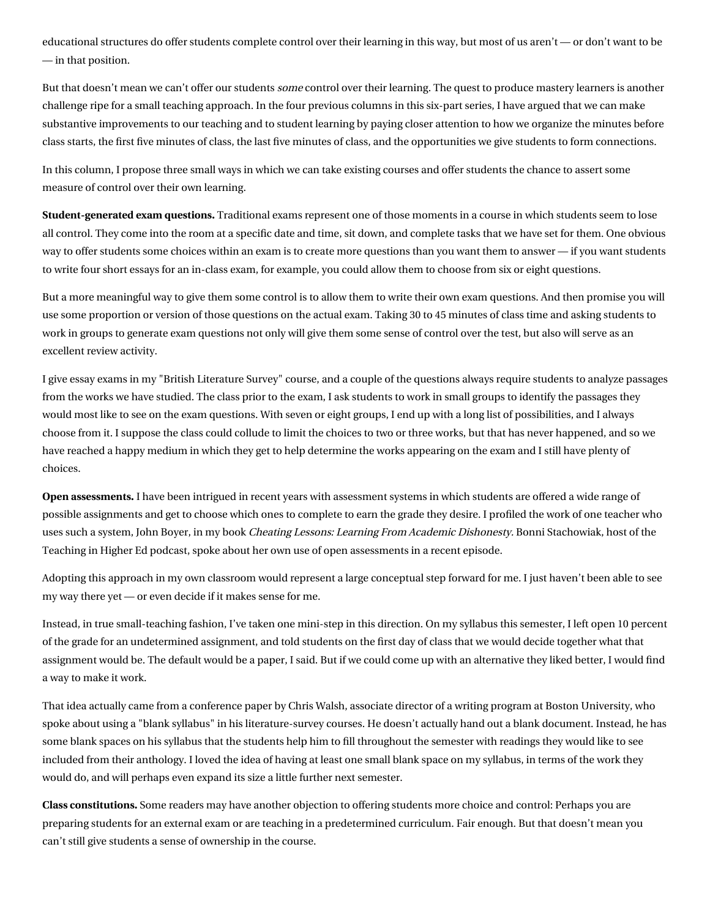educational structures do offer students complete control over their learning in this way, but most of us aren't — or don't want to be — in that position.

But that doesn't mean we can't offer our students *some* control over their learning. The quest to produce mastery learners is another challenge ripe for a small teaching approach. In the four previous columns in this six-part series, I have argued that we can make substantive improvements to our teaching and to student learning by paying closer attention to how we organize the minutes before class starts, the first five minutes of class, the last five minutes of class, and the opportunities we give students to form connections.

In this column, I propose three small ways in which we can take existing courses and offer students the chance to assert some measure of control over their own learning.

**Student-generated exam questions.** Traditional exams represent one of those moments in a course in which students seem to lose all control. They come into the room at a specific date and time, sit down, and complete tasks that we have set for them. One obvious way to offer students some choices within an exam is to create more questions than you want them to answer — if you want students to write four short essays for an in-class exam, for example, you could allow them to choose from six or eight questions.

But a more meaningful way to give them some control is to allow them to write their own exam questions. And then promise you will use some proportion or version of those questions on the actual exam. Taking 30 to 45 minutes of class time and asking students to work in groups to generate exam questions not only will give them some sense of control over the test, but also will serve as an excellent review activity.

I give essay exams in my "British Literature Survey" course, and a couple of the questions always require students to analyze passages from the works we have studied. The class prior to the exam, I ask students to work in small groups to identify the passages they would most like to see on the exam questions. With seven or eight groups, I end up with a long list of possibilities, and I always choose from it. I suppose the class could collude to limit the choices to two or three works, but that has never happened, and so we have reached a happy medium in which they get to help determine the works appearing on the exam and I still have plenty of choices.

**Open assessments.** I have been intrigued in recent years with assessment systems in which students are offered a wide range of possible assignments and get to choose which ones to complete to earn the grade they desire. I profiled the work of one teacher who uses such a system, John Boyer, in my book *Cheating Lessons: Learning From Academic Dishonesty*. Bonni Stachowiak, host of the Teaching in Higher Ed podcast, spoke about her own use of open assessments in a recent episode.

Adopting this approach in my own classroom would represent a large conceptual step forward for me. I just haven't been able to see my way there yet — or even decide if it makes sense for me.

Instead, in true small-teaching fashion, I've taken one mini-step in this direction. On my syllabus this semester, I left open 10 percent of the grade for an undetermined assignment, and told students on the first day of class that we would decide together what that assignment would be. The default would be a paper, I said. But if we could come up with an alternative they liked better, I would find a way to make it work.

That idea actually came from a conference paper by Chris Walsh, associate director of a writing program at Boston University, who spoke about using a "blank syllabus" in his literature-survey courses. He doesn't actually hand out a blank document. Instead, he has some blank spaces on his syllabus that the students help him to fill throughout the semester with readings they would like to see included from their anthology. I loved the idea of having at least one small blank space on my syllabus, in terms of the work they would do, and will perhaps even expand its size a little further next semester.

**Class constitutions.** Some readers may have another objection to offering students more choice and control: Perhaps you are preparing students for an external exam or are teaching in a predetermined curriculum. Fair enough. But that doesn't mean you can't still give students a sense of ownership in the course.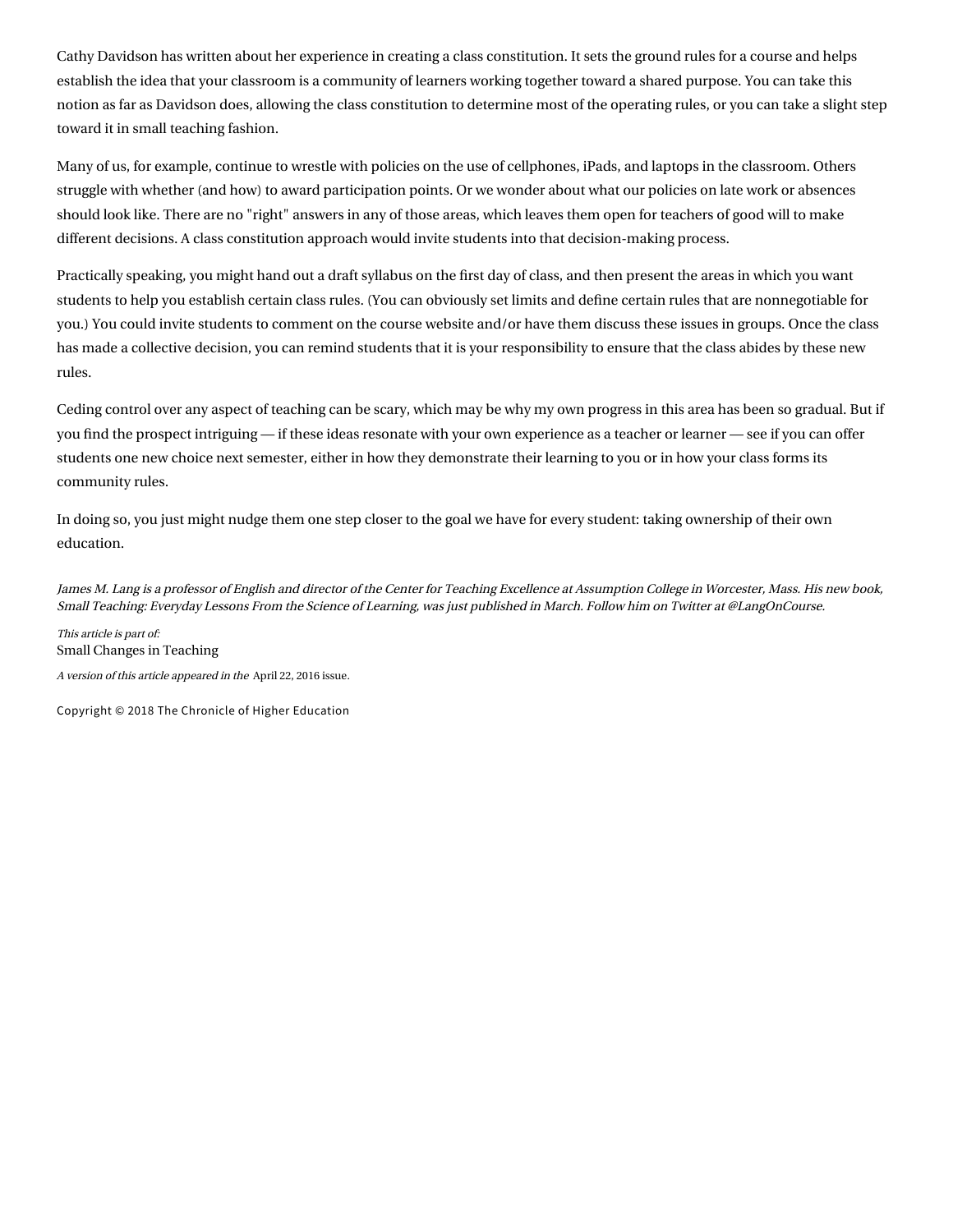Cathy Davidson has written about her experience in creating a class constitution. It sets the ground rules for a course and helps establish the idea that your classroom is a community of learners working together toward a shared purpose. You can take this notion as far as Davidson does, allowing the class constitution to determine most of the operating rules, or you can take a slight step toward it in small teaching fashion.

Many of us, for example, continue to wrestle with policies on the use of cellphones, iPads, and laptops in the classroom. Others struggle with whether (and how) to award participation points. Or we wonder about what our policies on late work or absences should look like. There are no "right" answers in any of those areas, which leaves them open for teachers of good will to make different decisions. A class constitution approach would invite students into that decision-making process.

Practically speaking, you might hand out a draft syllabus on the first day of class, and then present the areas in which you want students to help you establish certain class rules. (You can obviously set limits and define certain rules that are nonnegotiable for you.) You could invite students to comment on the course website and/or have them discuss these issues in groups. Once the class has made a collective decision, you can remind students that it is your responsibility to ensure that the class abides by these new rules.

Ceding control over any aspect of teaching can be scary, which may be why my own progress in this area has been so gradual. But if you find the prospect intriguing — if these ideas resonate with your own experience as a teacher or learner — see if you can offer students one new choice next semester, either in how they demonstrate their learning to you or in how your class forms its community rules.

In doing so, you just might nudge them one step closer to the goal we have for every student: taking ownership of their own education.

*James M. Lang is a professor of English and director of the Center for Teaching Excellence at Assumption College in Worcester, Mass. His new book, Small Teaching: Everyday Lessons From the Science of Learning, was just published in March. Follow him on Twitter at @LangOnCourse.*

*This article is part of:*
Small Changes in Teaching

*A version of this article appeared in the* April 22, 2016 issue.

Copyright © 2018 The Chronicle of Higher Education